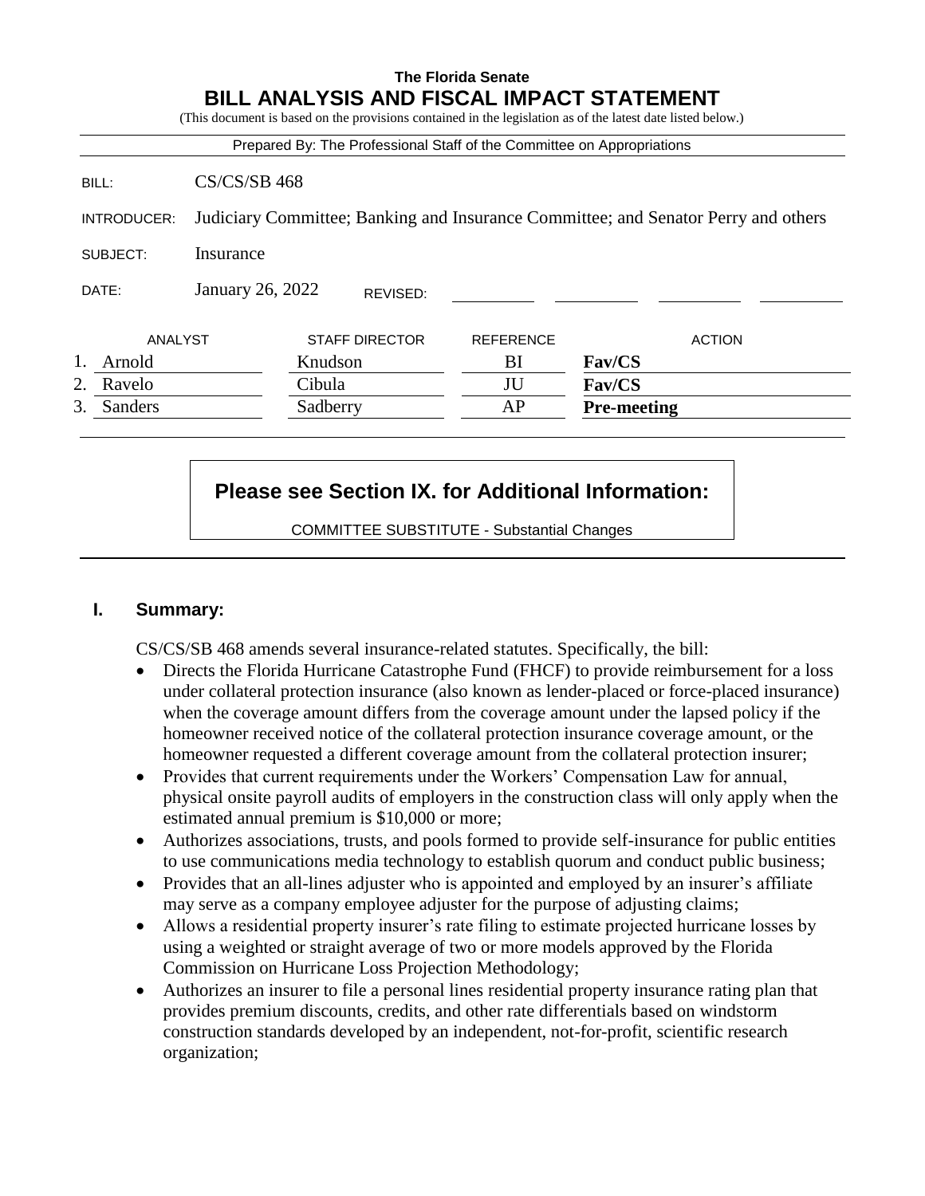# The Florida Senate
## BILL ANALYSIS AND FISCAL IMPACT STATEMENT

(This document is based on the provisions contained in the legislation as of the latest date listed below.)

Prepared By: The Professional Staff of the Committee on Appropriations

| | |
|---|---|
| BILL: | CS/CS/SB 468 |
| INTRODUCER: | Judiciary Committee; Banking and Insurance Committee; and Senator Perry and others |
| SUBJECT: | Insurance |
| DATE: | January 26, 2022 REVISED: |

| | ANALYST | STAFF DIRECTOR | REFERENCE | ACTION |
|---|---|---|---|---|
| 1. | Arnold | Knudson | BI | **Fav/CS** |
| 2. | Ravelo | Cibula | JU | **Fav/CS** |
| 3. | Sanders | Sadberry | AP | **Pre-meeting** |

**Please see Section IX. for Additional Information:**

COMMITTEE SUBSTITUTE - Substantial Changes

## I. Summary:

CS/CS/SB 468 amends several insurance-related statutes. Specifically, the bill:

- Directs the Florida Hurricane Catastrophe Fund (FHCF) to provide reimbursement for a loss under collateral protection insurance (also known as lender-placed or force-placed insurance) when the coverage amount differs from the coverage amount under the lapsed policy if the homeowner received notice of the collateral protection insurance coverage amount, or the homeowner requested a different coverage amount from the collateral protection insurer;
- Provides that current requirements under the Workers' Compensation Law for annual, physical onsite payroll audits of employers in the construction class will only apply when the estimated annual premium is $10,000 or more;
- Authorizes associations, trusts, and pools formed to provide self-insurance for public entities to use communications media technology to establish quorum and conduct public business;
- Provides that an all-lines adjuster who is appointed and employed by an insurer's affiliate may serve as a company employee adjuster for the purpose of adjusting claims;
- Allows a residential property insurer's rate filing to estimate projected hurricane losses by using a weighted or straight average of two or more models approved by the Florida Commission on Hurricane Loss Projection Methodology;
- Authorizes an insurer to file a personal lines residential property insurance rating plan that provides premium discounts, credits, and other rate differentials based on windstorm construction standards developed by an independent, not-for-profit, scientific research organization;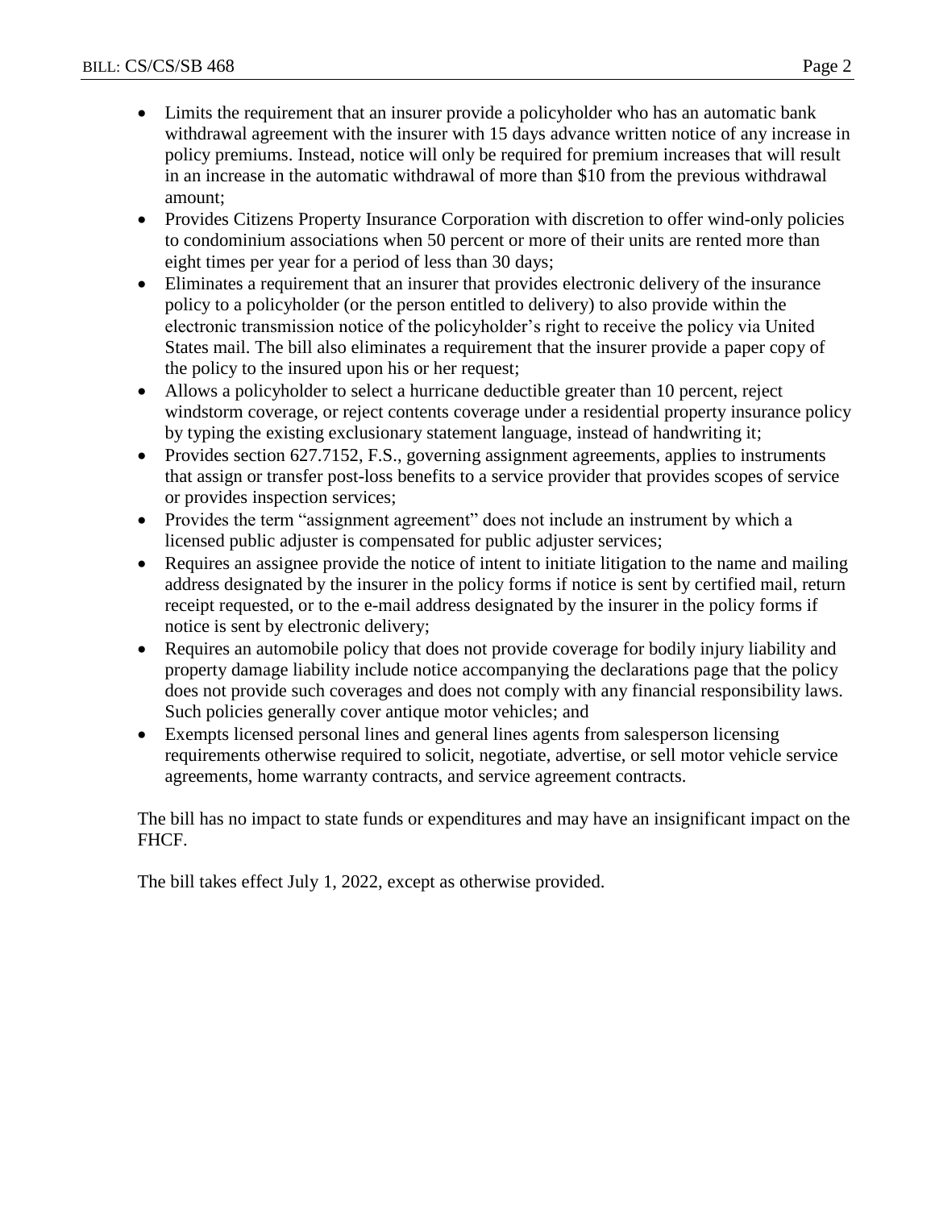- Limits the requirement that an insurer provide a policyholder who has an automatic bank withdrawal agreement with the insurer with 15 days advance written notice of any increase in policy premiums. Instead, notice will only be required for premium increases that will result in an increase in the automatic withdrawal of more than $10 from the previous withdrawal amount;
- Provides Citizens Property Insurance Corporation with discretion to offer wind-only policies to condominium associations when 50 percent or more of their units are rented more than eight times per year for a period of less than 30 days;
- Eliminates a requirement that an insurer that provides electronic delivery of the insurance policy to a policyholder (or the person entitled to delivery) to also provide within the electronic transmission notice of the policyholder's right to receive the policy via United States mail. The bill also eliminates a requirement that the insurer provide a paper copy of the policy to the insured upon his or her request;
- Allows a policyholder to select a hurricane deductible greater than 10 percent, reject windstorm coverage, or reject contents coverage under a residential property insurance policy by typing the existing exclusionary statement language, instead of handwriting it;
- Provides section 627.7152, F.S., governing assignment agreements, applies to instruments that assign or transfer post-loss benefits to a service provider that provides scopes of service or provides inspection services;
- Provides the term "assignment agreement" does not include an instrument by which a licensed public adjuster is compensated for public adjuster services;
- Requires an assignee provide the notice of intent to initiate litigation to the name and mailing address designated by the insurer in the policy forms if notice is sent by certified mail, return receipt requested, or to the e-mail address designated by the insurer in the policy forms if notice is sent by electronic delivery;
- Requires an automobile policy that does not provide coverage for bodily injury liability and property damage liability include notice accompanying the declarations page that the policy does not provide such coverages and does not comply with any financial responsibility laws. Such policies generally cover antique motor vehicles; and
- Exempts licensed personal lines and general lines agents from salesperson licensing requirements otherwise required to solicit, negotiate, advertise, or sell motor vehicle service agreements, home warranty contracts, and service agreement contracts.

The bill has no impact to state funds or expenditures and may have an insignificant impact on the FHCF.

The bill takes effect July 1, 2022, except as otherwise provided.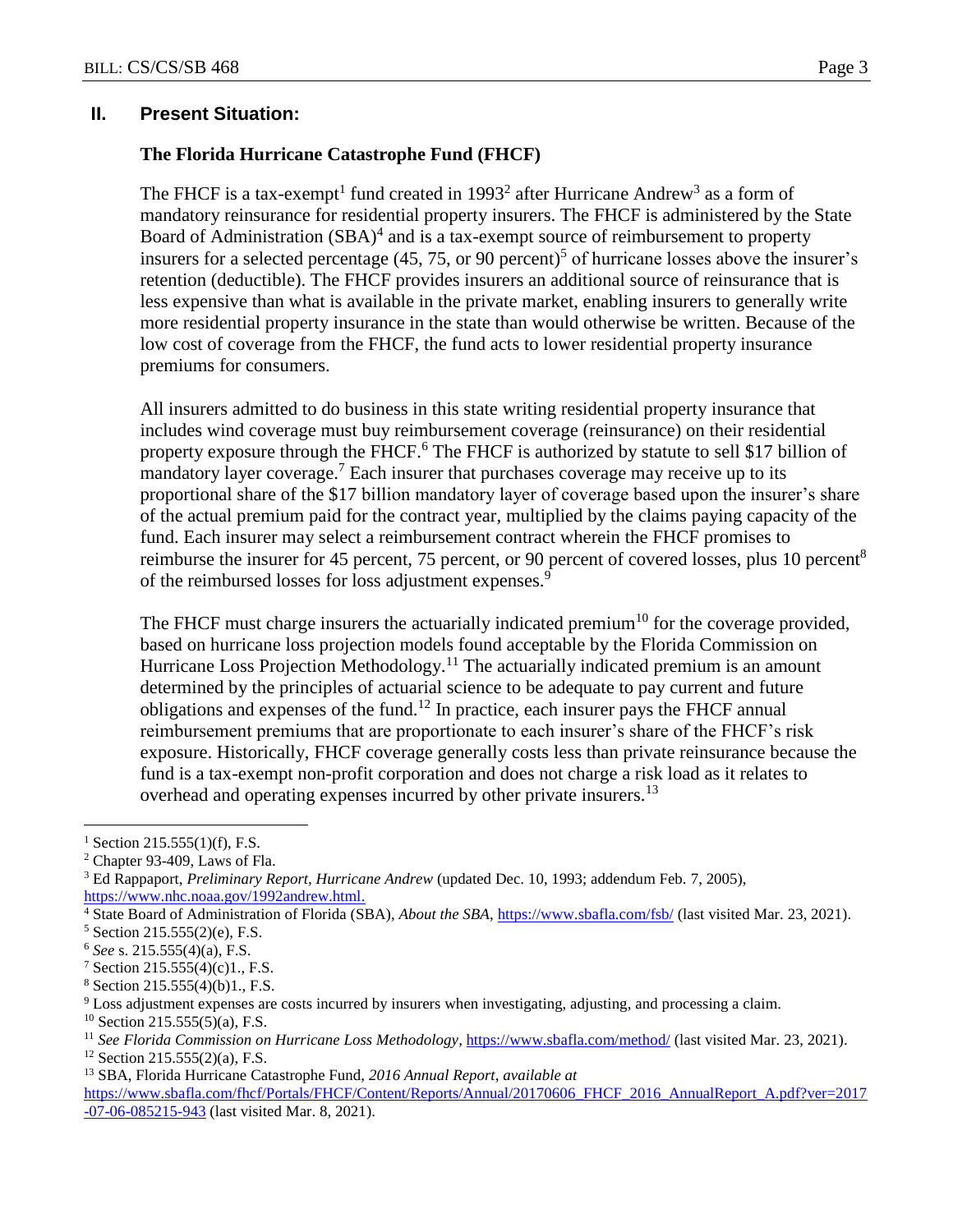## II. Present Situation:

### The Florida Hurricane Catastrophe Fund (FHCF)

The FHCF is a tax-exempt[1] fund created in 1993[2] after Hurricane Andrew[3] as a form of mandatory reinsurance for residential property insurers. The FHCF is administered by the State Board of Administration (SBA)[4] and is a tax-exempt source of reimbursement to property insurers for a selected percentage (45, 75, or 90 percent)[5] of hurricane losses above the insurer's retention (deductible). The FHCF provides insurers an additional source of reinsurance that is less expensive than what is available in the private market, enabling insurers to generally write more residential property insurance in the state than would otherwise be written. Because of the low cost of coverage from the FHCF, the fund acts to lower residential property insurance premiums for consumers.

All insurers admitted to do business in this state writing residential property insurance that includes wind coverage must buy reimbursement coverage (reinsurance) on their residential property exposure through the FHCF.[6] The FHCF is authorized by statute to sell $17 billion of mandatory layer coverage.[7] Each insurer that purchases coverage may receive up to its proportional share of the $17 billion mandatory layer of coverage based upon the insurer's share of the actual premium paid for the contract year, multiplied by the claims paying capacity of the fund. Each insurer may select a reimbursement contract wherein the FHCF promises to reimburse the insurer for 45 percent, 75 percent, or 90 percent of covered losses, plus 10 percent[8] of the reimbursed losses for loss adjustment expenses.[9]

The FHCF must charge insurers the actuarially indicated premium[10] for the coverage provided, based on hurricane loss projection models found acceptable by the Florida Commission on Hurricane Loss Projection Methodology.[11] The actuarially indicated premium is an amount determined by the principles of actuarial science to be adequate to pay current and future obligations and expenses of the fund.[12] In practice, each insurer pays the FHCF annual reimbursement premiums that are proportionate to each insurer's share of the FHCF's risk exposure. Historically, FHCF coverage generally costs less than private reinsurance because the fund is a tax-exempt non-profit corporation and does not charge a risk load as it relates to overhead and operating expenses incurred by other private insurers.[13]

---

[1] Section 215.555(1)(f), F.S.

[2] Chapter 93-409, Laws of Fla.

[3] Ed Rappaport, *Preliminary Report, Hurricane Andrew* (updated Dec. 10, 1993; addendum Feb. 7, 2005), https://www.nhc.noaa.gov/1992andrew.html.

[4] State Board of Administration of Florida (SBA), *About the SBA*, https://www.sbafla.com/fsb/ (last visited Mar. 23, 2021).

[5] Section 215.555(2)(e), F.S.

[6] *See* s. 215.555(4)(a), F.S.

[7] Section 215.555(4)(c)1., F.S.

[8] Section 215.555(4)(b)1., F.S.

[9] Loss adjustment expenses are costs incurred by insurers when investigating, adjusting, and processing a claim.

[10] Section 215.555(5)(a), F.S.

[11] *See Florida Commission on Hurricane Loss Methodology*, https://www.sbafla.com/method/ (last visited Mar. 23, 2021).

[12] Section 215.555(2)(a), F.S.

[13] SBA, Florida Hurricane Catastrophe Fund, *2016 Annual Report*, *available at* https://www.sbafla.com/fhcf/Portals/FHCF/Content/Reports/Annual/20170606_FHCF_2016_AnnualReport_A.pdf?ver=2017-07-06-085215-943 (last visited Mar. 8, 2021).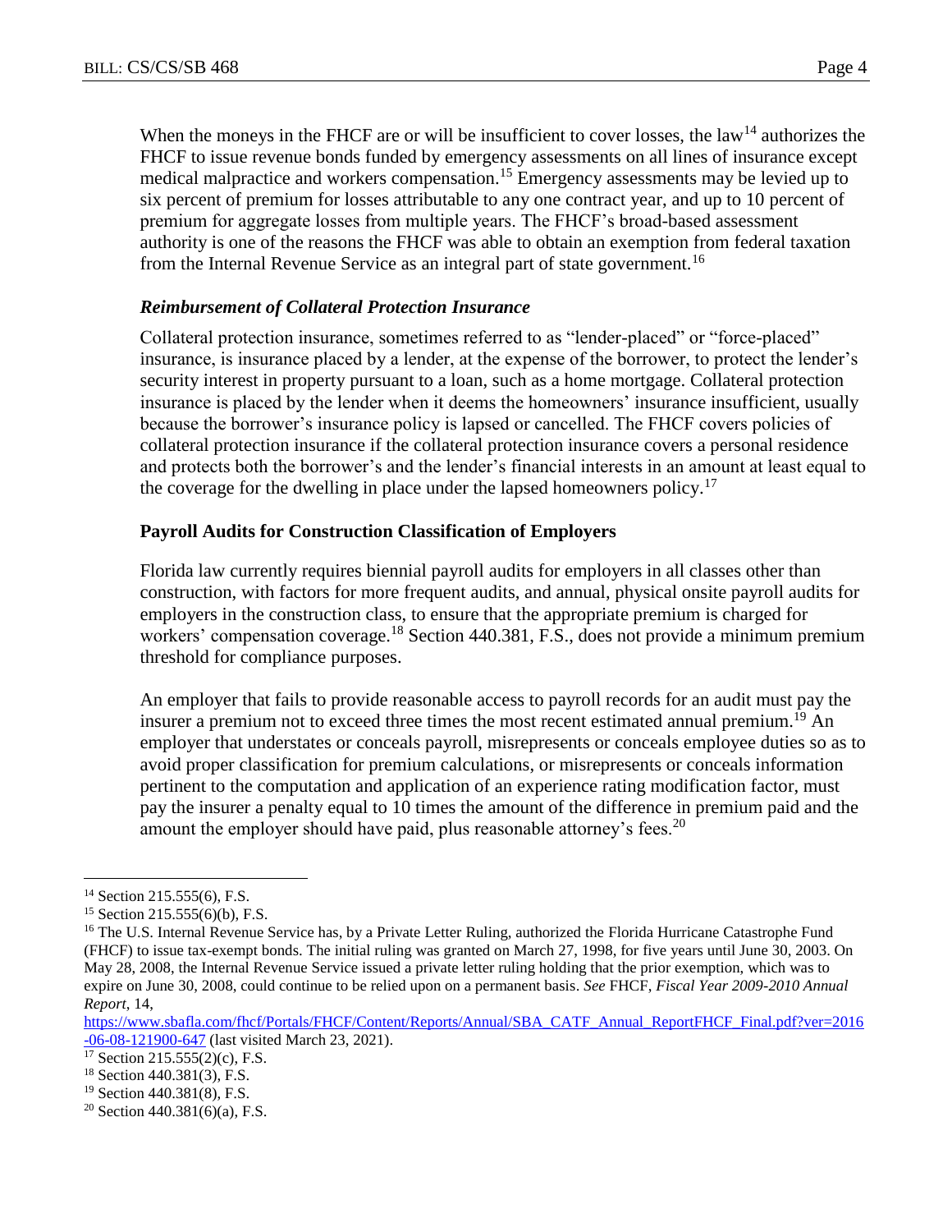When the moneys in the FHCF are or will be insufficient to cover losses, the law[14] authorizes the FHCF to issue revenue bonds funded by emergency assessments on all lines of insurance except medical malpractice and workers compensation.[15] Emergency assessments may be levied up to six percent of premium for losses attributable to any one contract year, and up to 10 percent of premium for aggregate losses from multiple years. The FHCF's broad-based assessment authority is one of the reasons the FHCF was able to obtain an exemption from federal taxation from the Internal Revenue Service as an integral part of state government.[16]

### *Reimbursement of Collateral Protection Insurance*

Collateral protection insurance, sometimes referred to as "lender-placed" or "force-placed" insurance, is insurance placed by a lender, at the expense of the borrower, to protect the lender's security interest in property pursuant to a loan, such as a home mortgage. Collateral protection insurance is placed by the lender when it deems the homeowners' insurance insufficient, usually because the borrower's insurance policy is lapsed or cancelled. The FHCF covers policies of collateral protection insurance if the collateral protection insurance covers a personal residence and protects both the borrower's and the lender's financial interests in an amount at least equal to the coverage for the dwelling in place under the lapsed homeowners policy.[17]

### **Payroll Audits for Construction Classification of Employers**

Florida law currently requires biennial payroll audits for employers in all classes other than construction, with factors for more frequent audits, and annual, physical onsite payroll audits for employers in the construction class, to ensure that the appropriate premium is charged for workers' compensation coverage.[18] Section 440.381, F.S., does not provide a minimum premium threshold for compliance purposes.

An employer that fails to provide reasonable access to payroll records for an audit must pay the insurer a premium not to exceed three times the most recent estimated annual premium.[19] An employer that understates or conceals payroll, misrepresents or conceals employee duties so as to avoid proper classification for premium calculations, or misrepresents or conceals information pertinent to the computation and application of an experience rating modification factor, must pay the insurer a penalty equal to 10 times the amount of the difference in premium paid and the amount the employer should have paid, plus reasonable attorney's fees.[20]

---

[14] Section 215.555(6), F.S.

[15] Section 215.555(6)(b), F.S.

[16] The U.S. Internal Revenue Service has, by a Private Letter Ruling, authorized the Florida Hurricane Catastrophe Fund (FHCF) to issue tax-exempt bonds. The initial ruling was granted on March 27, 1998, for five years until June 30, 2003. On May 28, 2008, the Internal Revenue Service issued a private letter ruling holding that the prior exemption, which was to expire on June 30, 2008, could continue to be relied upon on a permanent basis. *See* FHCF, *Fiscal Year 2009-2010 Annual Report*, 14, https://www.sbafla.com/fhcf/Portals/FHCF/Content/Reports/Annual/SBA_CATF_Annual_ReportFHCF_Final.pdf?ver=2016-06-08-121900-647 (last visited March 23, 2021).

[17] Section 215.555(2)(c), F.S.

[18] Section 440.381(3), F.S.

[19] Section 440.381(8), F.S.

[20] Section 440.381(6)(a), F.S.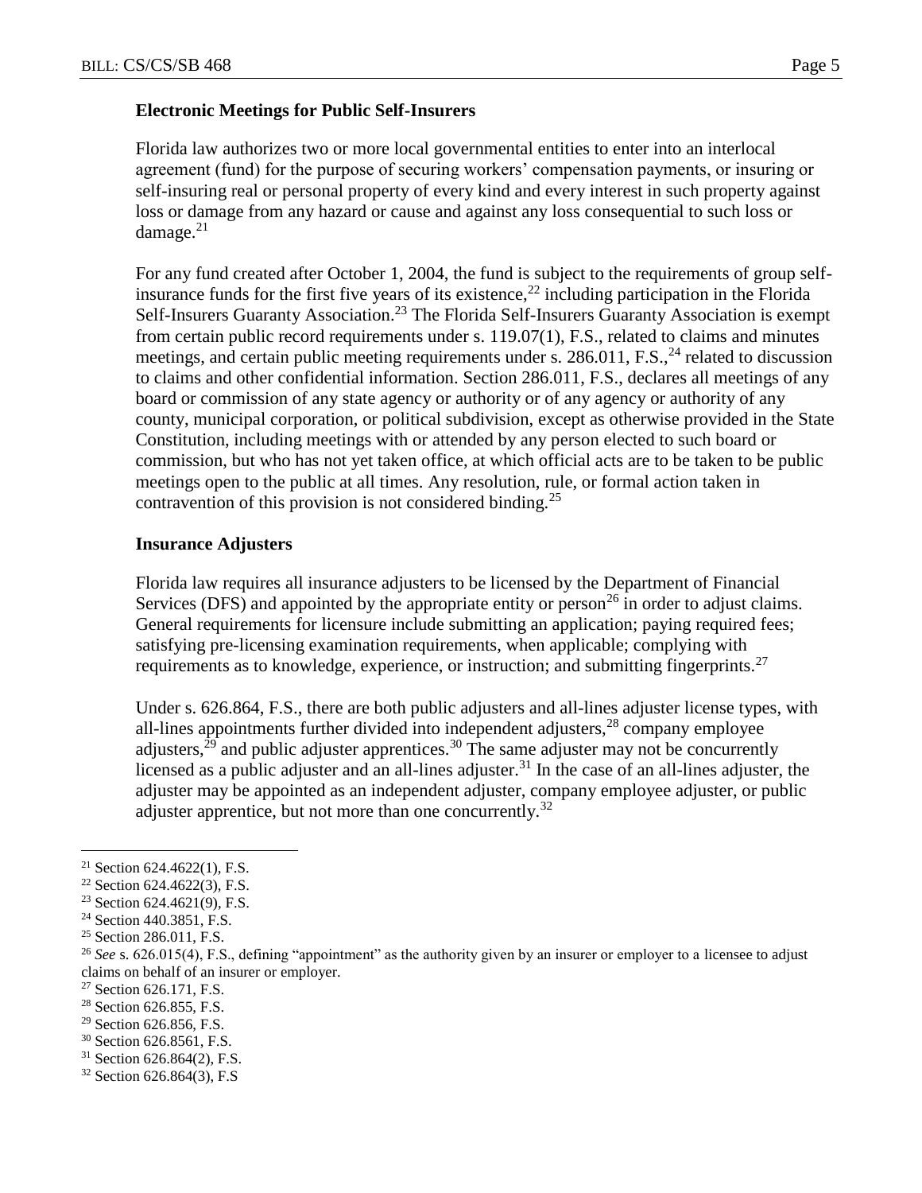### Electronic Meetings for Public Self-Insurers

Florida law authorizes two or more local governmental entities to enter into an interlocal agreement (fund) for the purpose of securing workers' compensation payments, or insuring or self-insuring real or personal property of every kind and every interest in such property against loss or damage from any hazard or cause and against any loss consequential to such loss or damage.[21]

For any fund created after October 1, 2004, the fund is subject to the requirements of group self-insurance funds for the first five years of its existence,[22] including participation in the Florida Self-Insurers Guaranty Association.[23] The Florida Self-Insurers Guaranty Association is exempt from certain public record requirements under s. 119.07(1), F.S., related to claims and minutes meetings, and certain public meeting requirements under s. 286.011, F.S.,[24] related to discussion to claims and other confidential information. Section 286.011, F.S., declares all meetings of any board or commission of any state agency or authority or of any agency or authority of any county, municipal corporation, or political subdivision, except as otherwise provided in the State Constitution, including meetings with or attended by any person elected to such board or commission, but who has not yet taken office, at which official acts are to be taken to be public meetings open to the public at all times. Any resolution, rule, or formal action taken in contravention of this provision is not considered binding.[25]

### Insurance Adjusters

Florida law requires all insurance adjusters to be licensed by the Department of Financial Services (DFS) and appointed by the appropriate entity or person[26] in order to adjust claims. General requirements for licensure include submitting an application; paying required fees; satisfying pre-licensing examination requirements, when applicable; complying with requirements as to knowledge, experience, or instruction; and submitting fingerprints.[27]

Under s. 626.864, F.S., there are both public adjusters and all-lines adjuster license types, with all-lines appointments further divided into independent adjusters,[28] company employee adjusters,[29] and public adjuster apprentices.[30] The same adjuster may not be concurrently licensed as a public adjuster and an all-lines adjuster.[31] In the case of an all-lines adjuster, the adjuster may be appointed as an independent adjuster, company employee adjuster, or public adjuster apprentice, but not more than one concurrently.[32]

---

[21] Section 624.4622(1), F.S.

[22] Section 624.4622(3), F.S.

[23] Section 624.4621(9), F.S.

[24] Section 440.3851, F.S.

[25] Section 286.011, F.S.

[26] *See* s. 626.015(4), F.S., defining "appointment" as the authority given by an insurer or employer to a licensee to adjust claims on behalf of an insurer or employer.

[27] Section 626.171, F.S.

[28] Section 626.855, F.S.

[29] Section 626.856, F.S.

[30] Section 626.8561, F.S.

[31] Section 626.864(2), F.S.

[32] Section 626.864(3), F.S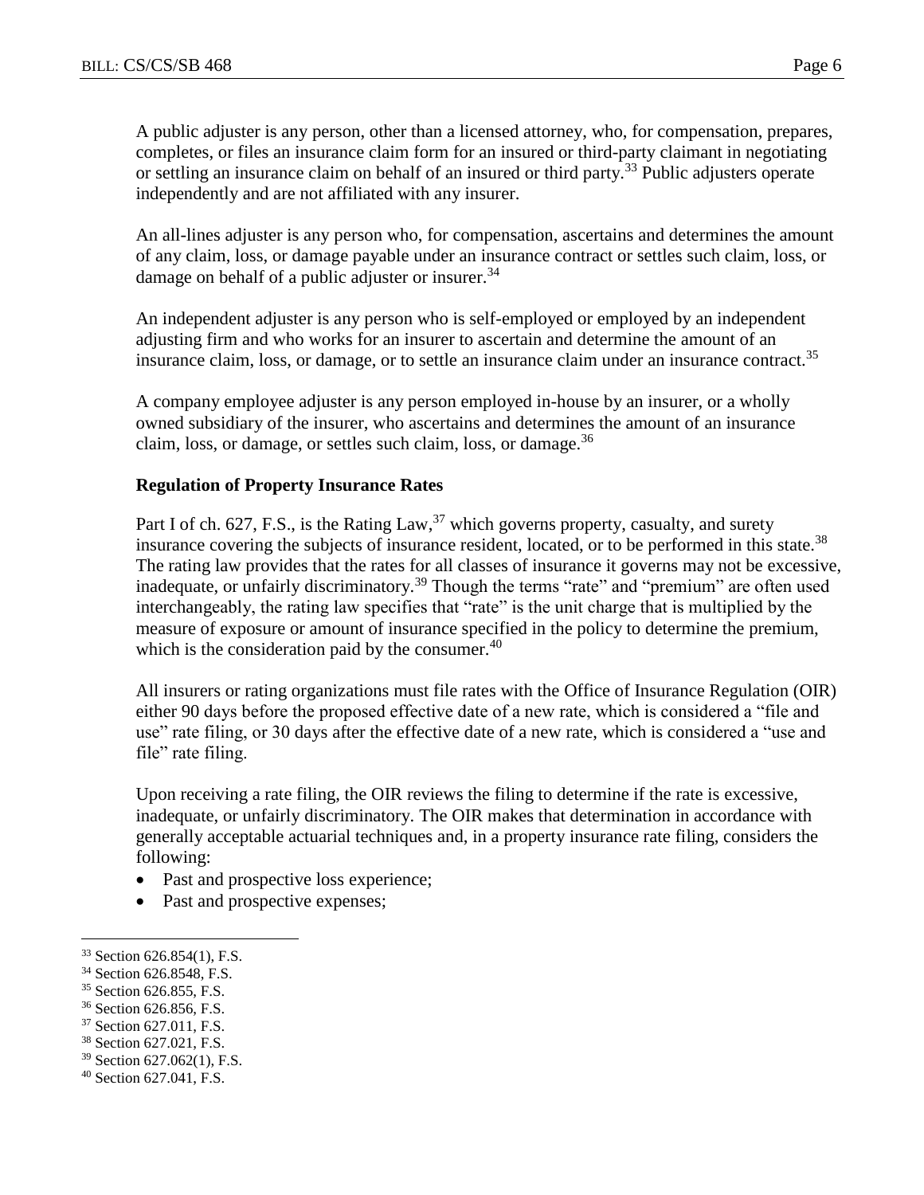A public adjuster is any person, other than a licensed attorney, who, for compensation, prepares, completes, or files an insurance claim form for an insured or third-party claimant in negotiating or settling an insurance claim on behalf of an insured or third party.[33] Public adjusters operate independently and are not affiliated with any insurer.

An all-lines adjuster is any person who, for compensation, ascertains and determines the amount of any claim, loss, or damage payable under an insurance contract or settles such claim, loss, or damage on behalf of a public adjuster or insurer.[34]

An independent adjuster is any person who is self-employed or employed by an independent adjusting firm and who works for an insurer to ascertain and determine the amount of an insurance claim, loss, or damage, or to settle an insurance claim under an insurance contract.[35]

A company employee adjuster is any person employed in-house by an insurer, or a wholly owned subsidiary of the insurer, who ascertains and determines the amount of an insurance claim, loss, or damage, or settles such claim, loss, or damage.[36]

**Regulation of Property Insurance Rates**

Part I of ch. 627, F.S., is the Rating Law,[37] which governs property, casualty, and surety insurance covering the subjects of insurance resident, located, or to be performed in this state.[38] The rating law provides that the rates for all classes of insurance it governs may not be excessive, inadequate, or unfairly discriminatory.[39] Though the terms "rate" and "premium" are often used interchangeably, the rating law specifies that "rate" is the unit charge that is multiplied by the measure of exposure or amount of insurance specified in the policy to determine the premium, which is the consideration paid by the consumer.[40]

All insurers or rating organizations must file rates with the Office of Insurance Regulation (OIR) either 90 days before the proposed effective date of a new rate, which is considered a "file and use" rate filing, or 30 days after the effective date of a new rate, which is considered a "use and file" rate filing.

Upon receiving a rate filing, the OIR reviews the filing to determine if the rate is excessive, inadequate, or unfairly discriminatory. The OIR makes that determination in accordance with generally acceptable actuarial techniques and, in a property insurance rate filing, considers the following:

- Past and prospective loss experience;
- Past and prospective expenses;

---

[33] Section 626.854(1), F.S.
[34] Section 626.8548, F.S.
[35] Section 626.855, F.S.
[36] Section 626.856, F.S.
[37] Section 627.011, F.S.
[38] Section 627.021, F.S.
[39] Section 627.062(1), F.S.
[40] Section 627.041, F.S.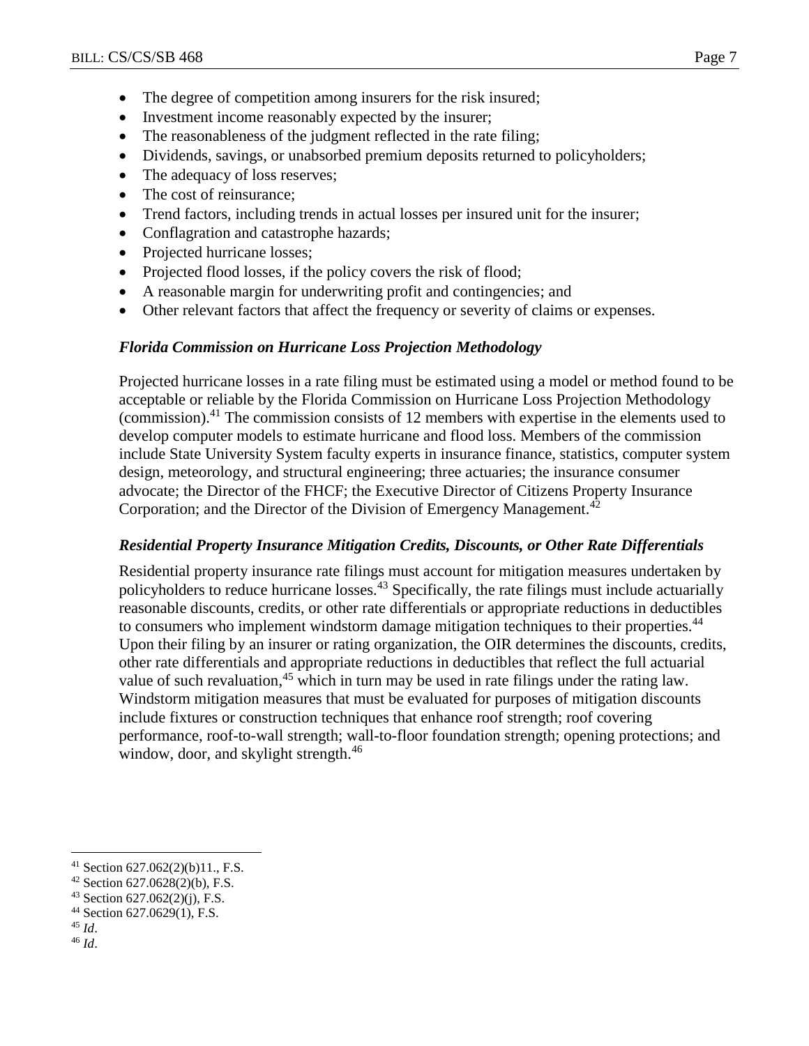- The degree of competition among insurers for the risk insured;
- Investment income reasonably expected by the insurer;
- The reasonableness of the judgment reflected in the rate filing;
- Dividends, savings, or unabsorbed premium deposits returned to policyholders;
- The adequacy of loss reserves;
- The cost of reinsurance;
- Trend factors, including trends in actual losses per insured unit for the insurer;
- Conflagration and catastrophe hazards;
- Projected hurricane losses;
- Projected flood losses, if the policy covers the risk of flood;
- A reasonable margin for underwriting profit and contingencies; and
- Other relevant factors that affect the frequency or severity of claims or expenses.

***Florida Commission on Hurricane Loss Projection Methodology***

Projected hurricane losses in a rate filing must be estimated using a model or method found to be acceptable or reliable by the Florida Commission on Hurricane Loss Projection Methodology (commission).[41] The commission consists of 12 members with expertise in the elements used to develop computer models to estimate hurricane and flood loss. Members of the commission include State University System faculty experts in insurance finance, statistics, computer system design, meteorology, and structural engineering; three actuaries; the insurance consumer advocate; the Director of the FHCF; the Executive Director of Citizens Property Insurance Corporation; and the Director of the Division of Emergency Management.[42]

***Residential Property Insurance Mitigation Credits, Discounts, or Other Rate Differentials***

Residential property insurance rate filings must account for mitigation measures undertaken by policyholders to reduce hurricane losses.[43] Specifically, the rate filings must include actuarially reasonable discounts, credits, or other rate differentials or appropriate reductions in deductibles to consumers who implement windstorm damage mitigation techniques to their properties.[44] Upon their filing by an insurer or rating organization, the OIR determines the discounts, credits, other rate differentials and appropriate reductions in deductibles that reflect the full actuarial value of such revaluation,[45] which in turn may be used in rate filings under the rating law. Windstorm mitigation measures that must be evaluated for purposes of mitigation discounts include fixtures or construction techniques that enhance roof strength; roof covering performance, roof-to-wall strength; wall-to-floor foundation strength; opening protections; and window, door, and skylight strength.[46]

---

[41] Section 627.062(2)(b)11., F.S.
[42] Section 627.0628(2)(b), F.S.
[43] Section 627.062(2)(j), F.S.
[44] Section 627.0629(1), F.S.
[45] *Id*.
[46] *Id*.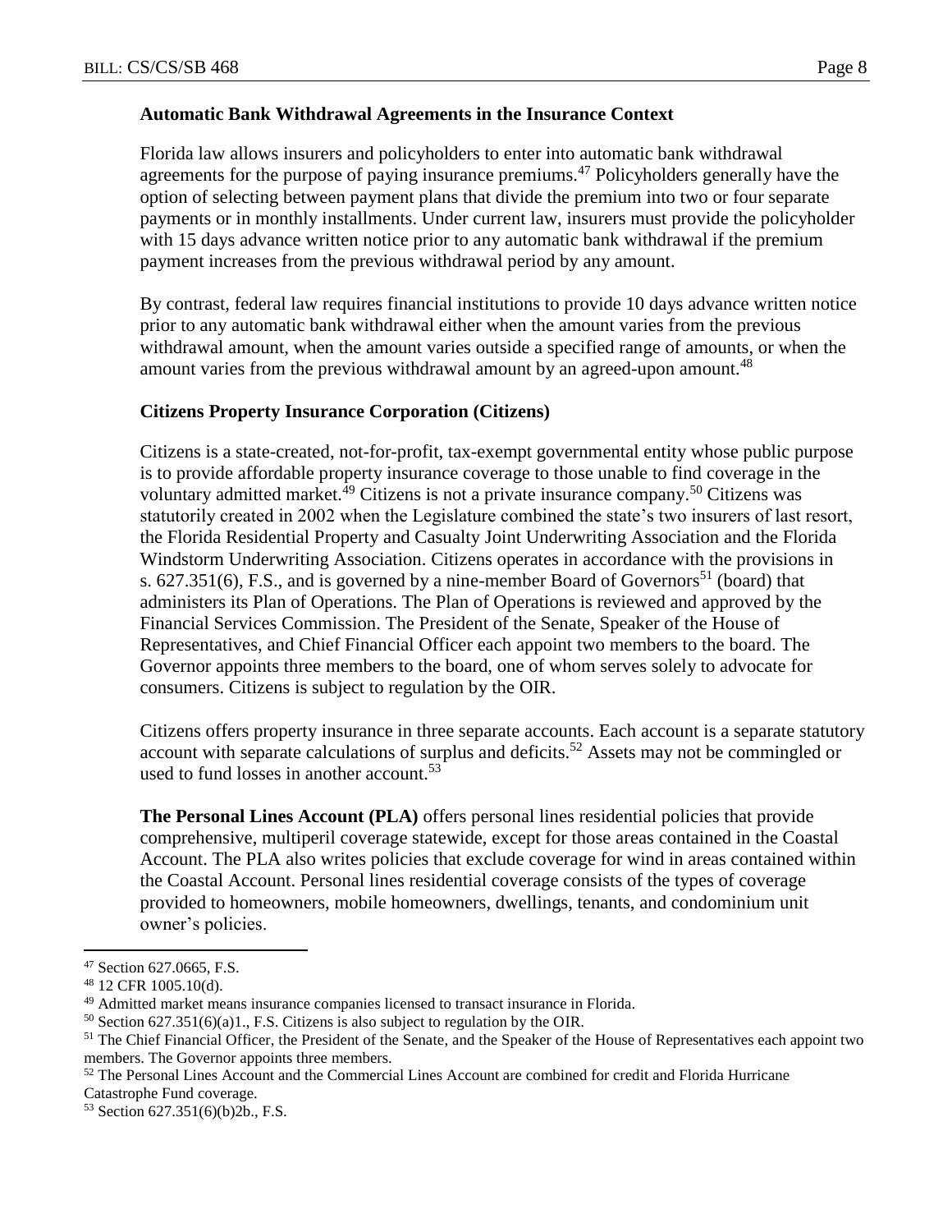### Automatic Bank Withdrawal Agreements in the Insurance Context

Florida law allows insurers and policyholders to enter into automatic bank withdrawal agreements for the purpose of paying insurance premiums.[47] Policyholders generally have the option of selecting between payment plans that divide the premium into two or four separate payments or in monthly installments. Under current law, insurers must provide the policyholder with 15 days advance written notice prior to any automatic bank withdrawal if the premium payment increases from the previous withdrawal period by any amount.

By contrast, federal law requires financial institutions to provide 10 days advance written notice prior to any automatic bank withdrawal either when the amount varies from the previous withdrawal amount, when the amount varies outside a specified range of amounts, or when the amount varies from the previous withdrawal amount by an agreed-upon amount.[48]

### Citizens Property Insurance Corporation (Citizens)

Citizens is a state-created, not-for-profit, tax-exempt governmental entity whose public purpose is to provide affordable property insurance coverage to those unable to find coverage in the voluntary admitted market.[49] Citizens is not a private insurance company.[50] Citizens was statutorily created in 2002 when the Legislature combined the state's two insurers of last resort, the Florida Residential Property and Casualty Joint Underwriting Association and the Florida Windstorm Underwriting Association. Citizens operates in accordance with the provisions in s. 627.351(6), F.S., and is governed by a nine-member Board of Governors[51] (board) that administers its Plan of Operations. The Plan of Operations is reviewed and approved by the Financial Services Commission. The President of the Senate, Speaker of the House of Representatives, and Chief Financial Officer each appoint two members to the board. The Governor appoints three members to the board, one of whom serves solely to advocate for consumers. Citizens is subject to regulation by the OIR.

Citizens offers property insurance in three separate accounts. Each account is a separate statutory account with separate calculations of surplus and deficits.[52] Assets may not be commingled or used to fund losses in another account.[53]

**The Personal Lines Account (PLA)** offers personal lines residential policies that provide comprehensive, multiperil coverage statewide, except for those areas contained in the Coastal Account. The PLA also writes policies that exclude coverage for wind in areas contained within the Coastal Account. Personal lines residential coverage consists of the types of coverage provided to homeowners, mobile homeowners, dwellings, tenants, and condominium unit owner's policies.

---

[47] Section 627.0665, F.S.

[48] 12 CFR 1005.10(d).

[49] Admitted market means insurance companies licensed to transact insurance in Florida.

[50] Section 627.351(6)(a)1., F.S. Citizens is also subject to regulation by the OIR.

[51] The Chief Financial Officer, the President of the Senate, and the Speaker of the House of Representatives each appoint two members. The Governor appoints three members.

[52] The Personal Lines Account and the Commercial Lines Account are combined for credit and Florida Hurricane Catastrophe Fund coverage.

[53] Section 627.351(6)(b)2b., F.S.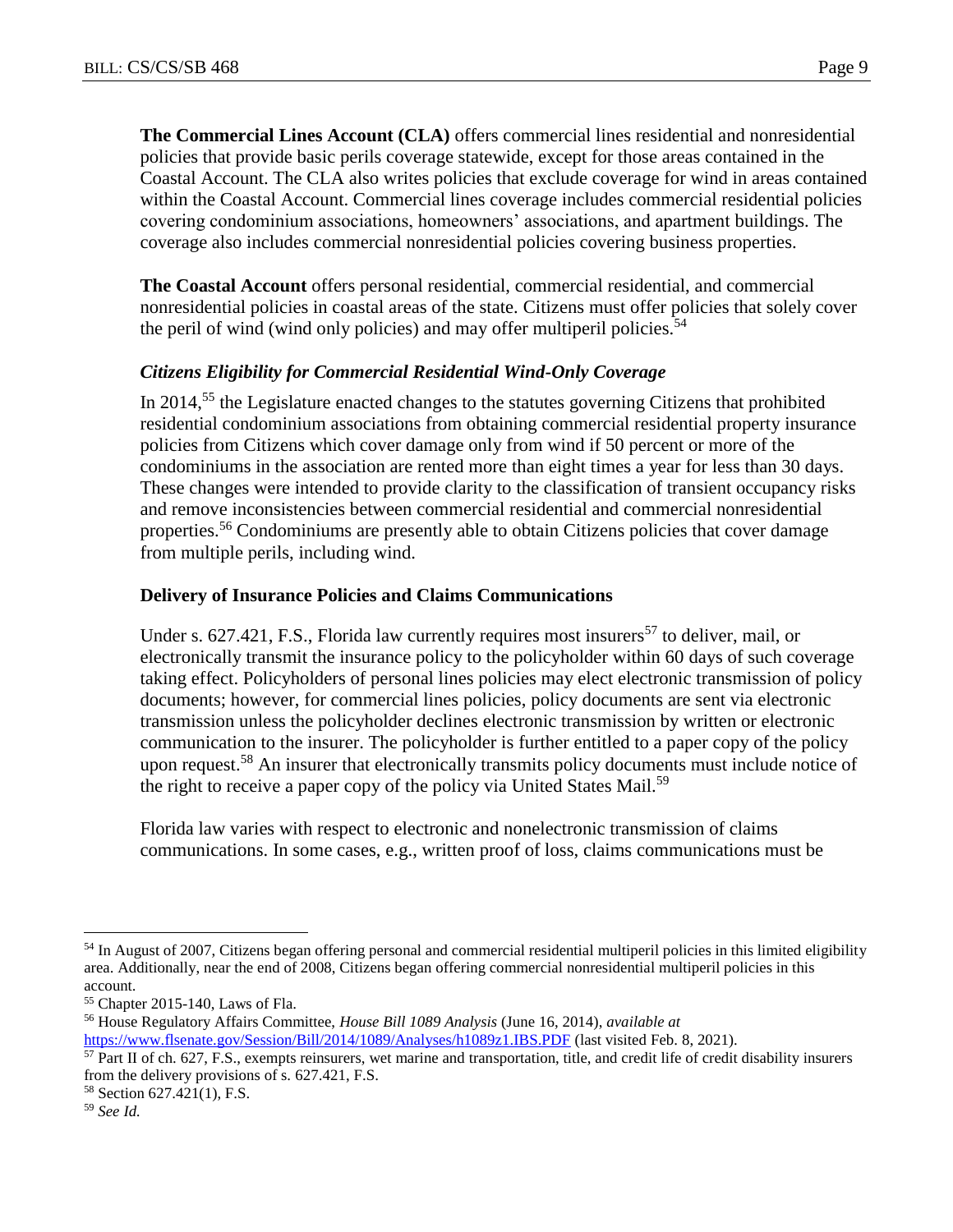**The Commercial Lines Account (CLA)** offers commercial lines residential and nonresidential policies that provide basic perils coverage statewide, except for those areas contained in the Coastal Account. The CLA also writes policies that exclude coverage for wind in areas contained within the Coastal Account. Commercial lines coverage includes commercial residential policies covering condominium associations, homeowners' associations, and apartment buildings. The coverage also includes commercial nonresidential policies covering business properties.

**The Coastal Account** offers personal residential, commercial residential, and commercial nonresidential policies in coastal areas of the state. Citizens must offer policies that solely cover the peril of wind (wind only policies) and may offer multiperil policies.[54]

### *Citizens Eligibility for Commercial Residential Wind-Only Coverage*

In 2014,[55] the Legislature enacted changes to the statutes governing Citizens that prohibited residential condominium associations from obtaining commercial residential property insurance policies from Citizens which cover damage only from wind if 50 percent or more of the condominiums in the association are rented more than eight times a year for less than 30 days. These changes were intended to provide clarity to the classification of transient occupancy risks and remove inconsistencies between commercial residential and commercial nonresidential properties.[56] Condominiums are presently able to obtain Citizens policies that cover damage from multiple perils, including wind.

## Delivery of Insurance Policies and Claims Communications

Under s. 627.421, F.S., Florida law currently requires most insurers[57] to deliver, mail, or electronically transmit the insurance policy to the policyholder within 60 days of such coverage taking effect. Policyholders of personal lines policies may elect electronic transmission of policy documents; however, for commercial lines policies, policy documents are sent via electronic transmission unless the policyholder declines electronic transmission by written or electronic communication to the insurer. The policyholder is further entitled to a paper copy of the policy upon request.[58] An insurer that electronically transmits policy documents must include notice of the right to receive a paper copy of the policy via United States Mail.[59]

Florida law varies with respect to electronic and nonelectronic transmission of claims communications. In some cases, e.g., written proof of loss, claims communications must be

---

[54] In August of 2007, Citizens began offering personal and commercial residential multiperil policies in this limited eligibility area. Additionally, near the end of 2008, Citizens began offering commercial nonresidential multiperil policies in this account.

[55] Chapter 2015-140, Laws of Fla.

[56] House Regulatory Affairs Committee, *House Bill 1089 Analysis* (June 16, 2014), *available at* https://www.flsenate.gov/Session/Bill/2014/1089/Analyses/h1089z1.IBS.PDF (last visited Feb. 8, 2021).

[57] Part II of ch. 627, F.S., exempts reinsurers, wet marine and transportation, title, and credit life of credit disability insurers from the delivery provisions of s. 627.421, F.S.

[58] Section 627.421(1), F.S.

[59] *See Id.*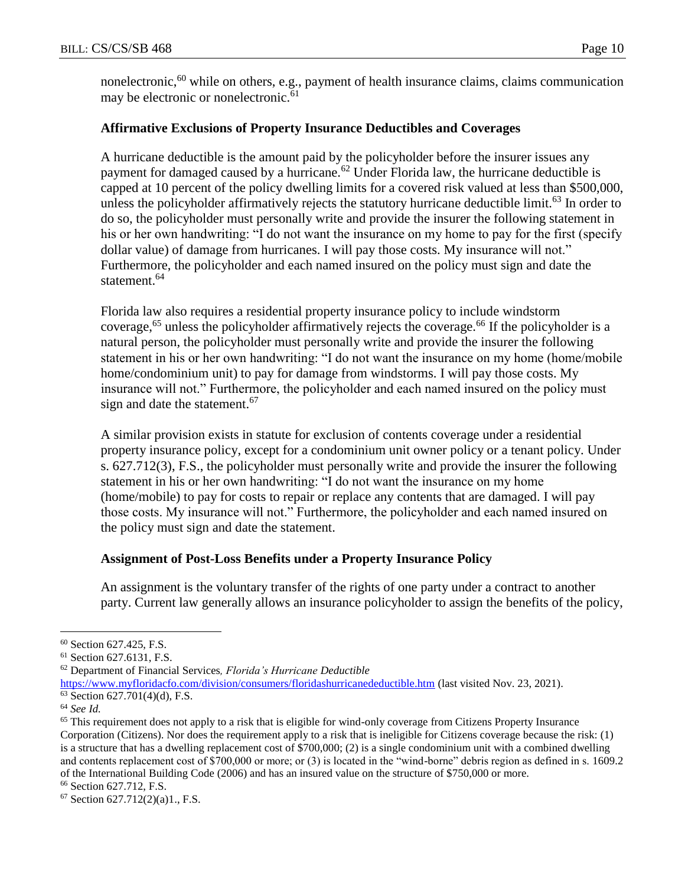nonelectronic,[60] while on others, e.g., payment of health insurance claims, claims communication may be electronic or nonelectronic.[61]

### Affirmative Exclusions of Property Insurance Deductibles and Coverages

A hurricane deductible is the amount paid by the policyholder before the insurer issues any payment for damaged caused by a hurricane.[62] Under Florida law, the hurricane deductible is capped at 10 percent of the policy dwelling limits for a covered risk valued at less than $500,000, unless the policyholder affirmatively rejects the statutory hurricane deductible limit.[63] In order to do so, the policyholder must personally write and provide the insurer the following statement in his or her own handwriting: "I do not want the insurance on my home to pay for the first (specify dollar value) of damage from hurricanes. I will pay those costs. My insurance will not." Furthermore, the policyholder and each named insured on the policy must sign and date the statement.[64]

Florida law also requires a residential property insurance policy to include windstorm coverage,[65] unless the policyholder affirmatively rejects the coverage.[66] If the policyholder is a natural person, the policyholder must personally write and provide the insurer the following statement in his or her own handwriting: "I do not want the insurance on my home (home/mobile home/condominium unit) to pay for damage from windstorms. I will pay those costs. My insurance will not." Furthermore, the policyholder and each named insured on the policy must sign and date the statement.[67]

A similar provision exists in statute for exclusion of contents coverage under a residential property insurance policy, except for a condominium unit owner policy or a tenant policy. Under s. 627.712(3), F.S., the policyholder must personally write and provide the insurer the following statement in his or her own handwriting: "I do not want the insurance on my home (home/mobile) to pay for costs to repair or replace any contents that are damaged. I will pay those costs. My insurance will not." Furthermore, the policyholder and each named insured on the policy must sign and date the statement.

### Assignment of Post-Loss Benefits under a Property Insurance Policy

An assignment is the voluntary transfer of the rights of one party under a contract to another party. Current law generally allows an insurance policyholder to assign the benefits of the policy,

---

[60] Section 627.425, F.S.

[61] Section 627.6131, F.S.

[62] Department of Financial Services, *Florida's Hurricane Deductible* https://www.myfloridacfo.com/division/consumers/floridashurricanedeductible.htm (last visited Nov. 23, 2021).

[63] Section 627.701(4)(d), F.S.

[64] *See Id.*

[65] This requirement does not apply to a risk that is eligible for wind-only coverage from Citizens Property Insurance Corporation (Citizens). Nor does the requirement apply to a risk that is ineligible for Citizens coverage because the risk: (1) is a structure that has a dwelling replacement cost of $700,000; (2) is a single condominium unit with a combined dwelling and contents replacement cost of $700,000 or more; or (3) is located in the "wind-borne" debris region as defined in s. 1609.2 of the International Building Code (2006) and has an insured value on the structure of $750,000 or more.

[66] Section 627.712, F.S.

[67] Section 627.712(2)(a)1., F.S.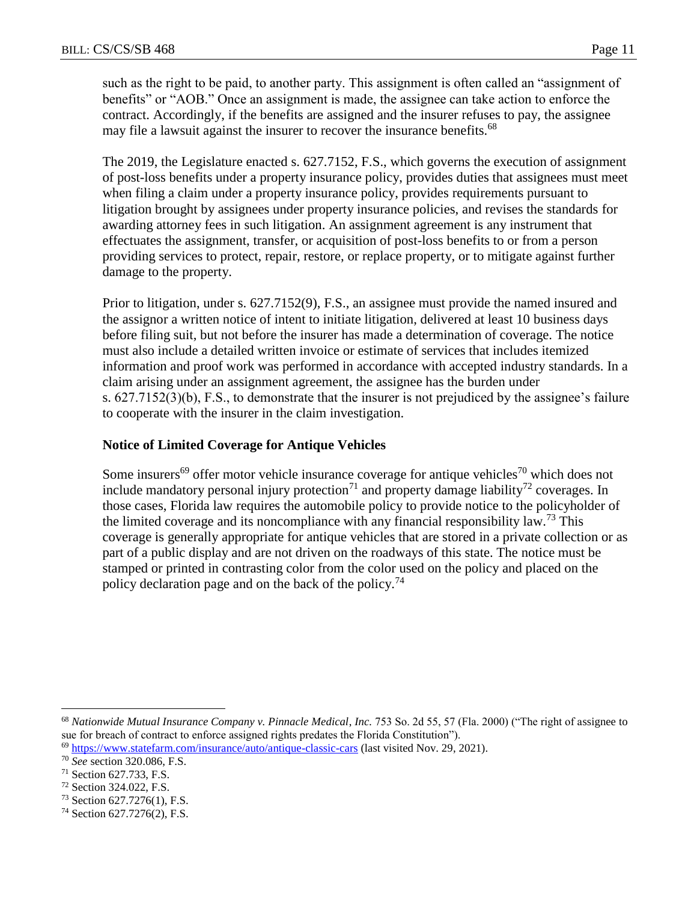such as the right to be paid, to another party. This assignment is often called an "assignment of benefits" or "AOB." Once an assignment is made, the assignee can take action to enforce the contract. Accordingly, if the benefits are assigned and the insurer refuses to pay, the assignee may file a lawsuit against the insurer to recover the insurance benefits.[68]

The 2019, the Legislature enacted s. 627.7152, F.S., which governs the execution of assignment of post-loss benefits under a property insurance policy, provides duties that assignees must meet when filing a claim under a property insurance policy, provides requirements pursuant to litigation brought by assignees under property insurance policies, and revises the standards for awarding attorney fees in such litigation. An assignment agreement is any instrument that effectuates the assignment, transfer, or acquisition of post-loss benefits to or from a person providing services to protect, repair, restore, or replace property, or to mitigate against further damage to the property.

Prior to litigation, under s. 627.7152(9), F.S., an assignee must provide the named insured and the assignor a written notice of intent to initiate litigation, delivered at least 10 business days before filing suit, but not before the insurer has made a determination of coverage. The notice must also include a detailed written invoice or estimate of services that includes itemized information and proof work was performed in accordance with accepted industry standards. In a claim arising under an assignment agreement, the assignee has the burden under s. 627.7152(3)(b), F.S., to demonstrate that the insurer is not prejudiced by the assignee's failure to cooperate with the insurer in the claim investigation.

### Notice of Limited Coverage for Antique Vehicles

Some insurers[69] offer motor vehicle insurance coverage for antique vehicles[70] which does not include mandatory personal injury protection[71] and property damage liability[72] coverages. In those cases, Florida law requires the automobile policy to provide notice to the policyholder of the limited coverage and its noncompliance with any financial responsibility law.[73] This coverage is generally appropriate for antique vehicles that are stored in a private collection or as part of a public display and are not driven on the roadways of this state. The notice must be stamped or printed in contrasting color from the color used on the policy and placed on the policy declaration page and on the back of the policy.[74]

---

[68] *Nationwide Mutual Insurance Company v. Pinnacle Medical, Inc.* 753 So. 2d 55, 57 (Fla. 2000) ("The right of assignee to sue for breach of contract to enforce assigned rights predates the Florida Constitution").

[69] https://www.statefarm.com/insurance/auto/antique-classic-cars (last visited Nov. 29, 2021).

[70] *See* section 320.086, F.S.

[71] Section 627.733, F.S.

[72] Section 324.022, F.S.

[73] Section 627.7276(1), F.S.

[74] Section 627.7276(2), F.S.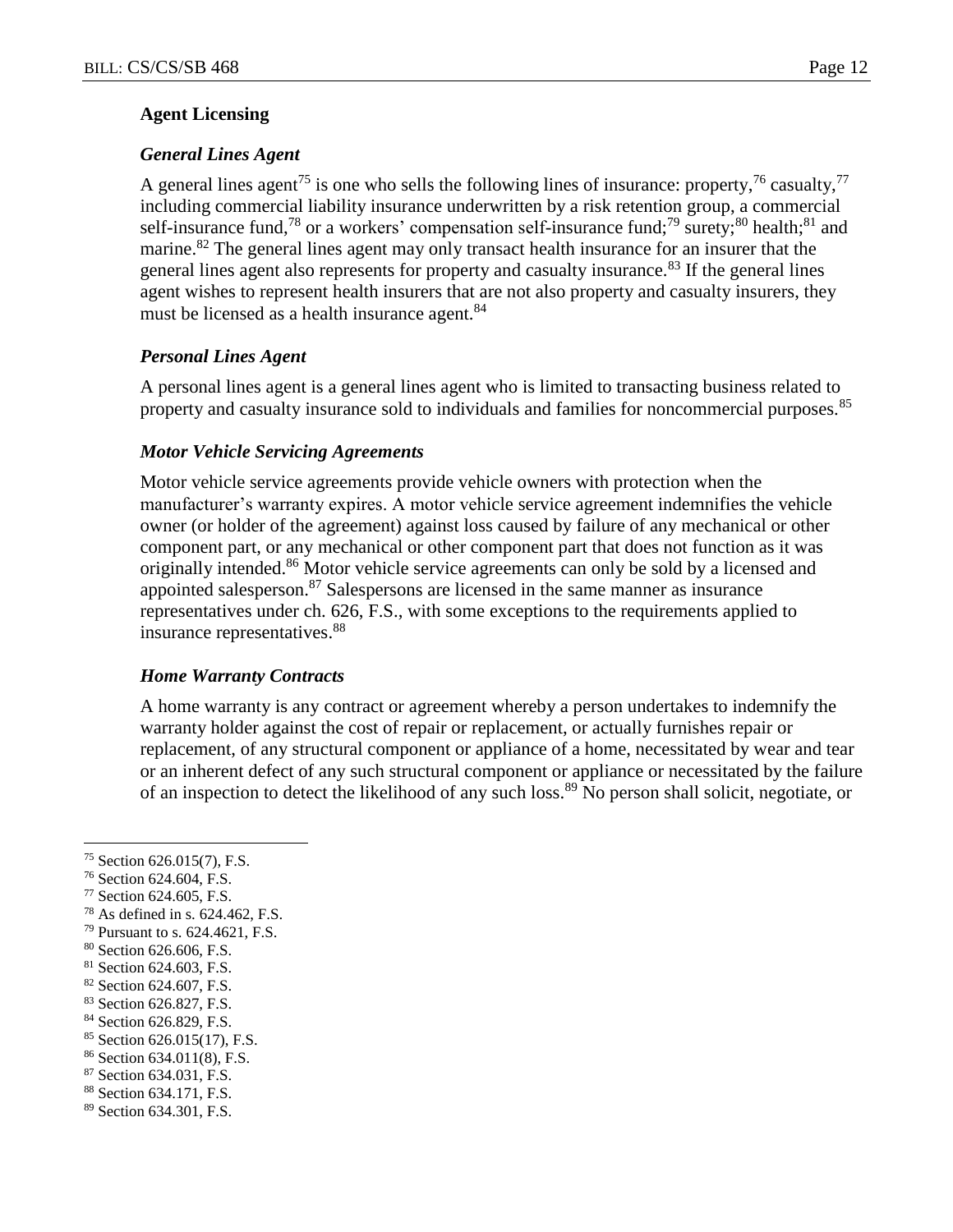### Agent Licensing

#### *General Lines Agent*

A general lines agent[75] is one who sells the following lines of insurance: property,[76] casualty,[77] including commercial liability insurance underwritten by a risk retention group, a commercial self-insurance fund,[78] or a workers' compensation self-insurance fund;[79] surety;[80] health;[81] and marine.[82] The general lines agent may only transact health insurance for an insurer that the general lines agent also represents for property and casualty insurance.[83] If the general lines agent wishes to represent health insurers that are not also property and casualty insurers, they must be licensed as a health insurance agent.[84]

#### *Personal Lines Agent*

A personal lines agent is a general lines agent who is limited to transacting business related to property and casualty insurance sold to individuals and families for noncommercial purposes.[85]

#### *Motor Vehicle Servicing Agreements*

Motor vehicle service agreements provide vehicle owners with protection when the manufacturer's warranty expires. A motor vehicle service agreement indemnifies the vehicle owner (or holder of the agreement) against loss caused by failure of any mechanical or other component part, or any mechanical or other component part that does not function as it was originally intended.[86] Motor vehicle service agreements can only be sold by a licensed and appointed salesperson.[87] Salespersons are licensed in the same manner as insurance representatives under ch. 626, F.S., with some exceptions to the requirements applied to insurance representatives.[88]

#### *Home Warranty Contracts*

A home warranty is any contract or agreement whereby a person undertakes to indemnify the warranty holder against the cost of repair or replacement, or actually furnishes repair or replacement, of any structural component or appliance of a home, necessitated by wear and tear or an inherent defect of any such structural component or appliance or necessitated by the failure of an inspection to detect the likelihood of any such loss.[89] No person shall solicit, negotiate, or

---

[75] Section 626.015(7), F.S.
[76] Section 624.604, F.S.
[77] Section 624.605, F.S.
[78] As defined in s. 624.462, F.S.
[79] Pursuant to s. 624.4621, F.S.
[80] Section 626.606, F.S.
[81] Section 624.603, F.S.
[82] Section 624.607, F.S.
[83] Section 626.827, F.S.
[84] Section 626.829, F.S.
[85] Section 626.015(17), F.S.
[86] Section 634.011(8), F.S.
[87] Section 634.031, F.S.
[88] Section 634.171, F.S.
[89] Section 634.301, F.S.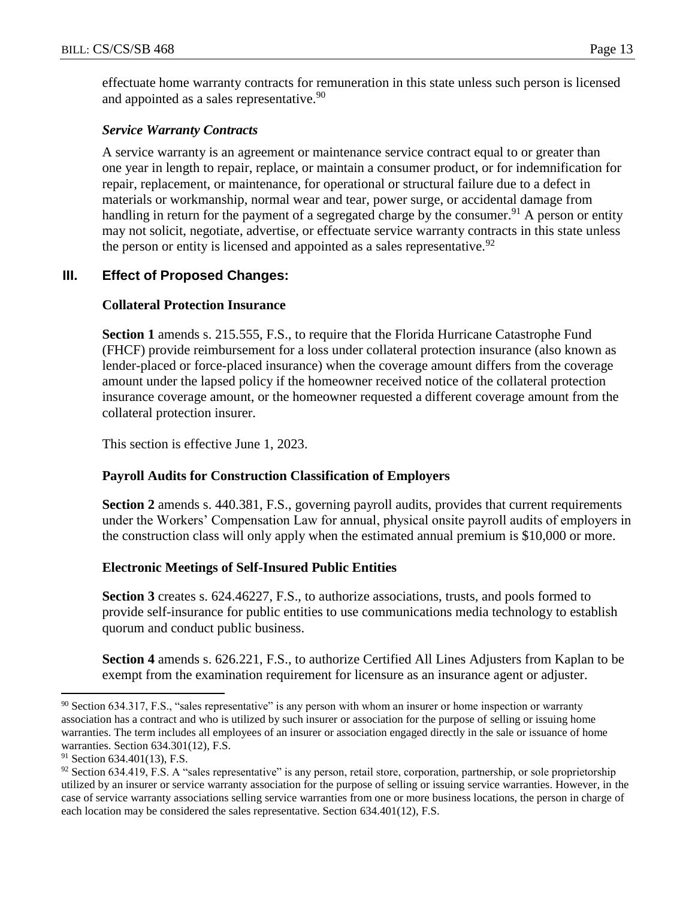effectuate home warranty contracts for remuneration in this state unless such person is licensed and appointed as a sales representative.[90]

#### *Service Warranty Contracts*

A service warranty is an agreement or maintenance service contract equal to or greater than one year in length to repair, replace, or maintain a consumer product, or for indemnification for repair, replacement, or maintenance, for operational or structural failure due to a defect in materials or workmanship, normal wear and tear, power surge, or accidental damage from handling in return for the payment of a segregated charge by the consumer.[91] A person or entity may not solicit, negotiate, advertise, or effectuate service warranty contracts in this state unless the person or entity is licensed and appointed as a sales representative.[92]

## III. Effect of Proposed Changes:

### Collateral Protection Insurance

**Section 1** amends s. 215.555, F.S., to require that the Florida Hurricane Catastrophe Fund (FHCF) provide reimbursement for a loss under collateral protection insurance (also known as lender-placed or force-placed insurance) when the coverage amount differs from the coverage amount under the lapsed policy if the homeowner received notice of the collateral protection insurance coverage amount, or the homeowner requested a different coverage amount from the collateral protection insurer.

This section is effective June 1, 2023.

### Payroll Audits for Construction Classification of Employers

**Section 2** amends s. 440.381, F.S., governing payroll audits, provides that current requirements under the Workers' Compensation Law for annual, physical onsite payroll audits of employers in the construction class will only apply when the estimated annual premium is $10,000 or more.

### Electronic Meetings of Self-Insured Public Entities

**Section 3** creates s. 624.46227, F.S., to authorize associations, trusts, and pools formed to provide self-insurance for public entities to use communications media technology to establish quorum and conduct public business.

**Section 4** amends s. 626.221, F.S., to authorize Certified All Lines Adjusters from Kaplan to be exempt from the examination requirement for licensure as an insurance agent or adjuster.

---

[90] Section 634.317, F.S., "sales representative" is any person with whom an insurer or home inspection or warranty association has a contract and who is utilized by such insurer or association for the purpose of selling or issuing home warranties. The term includes all employees of an insurer or association engaged directly in the sale or issuance of home warranties. Section 634.301(12), F.S.

[91] Section 634.401(13), F.S.

[92] Section 634.419, F.S. A "sales representative" is any person, retail store, corporation, partnership, or sole proprietorship utilized by an insurer or service warranty association for the purpose of selling or issuing service warranties. However, in the case of service warranty associations selling service warranties from one or more business locations, the person in charge of each location may be considered the sales representative. Section 634.401(12), F.S.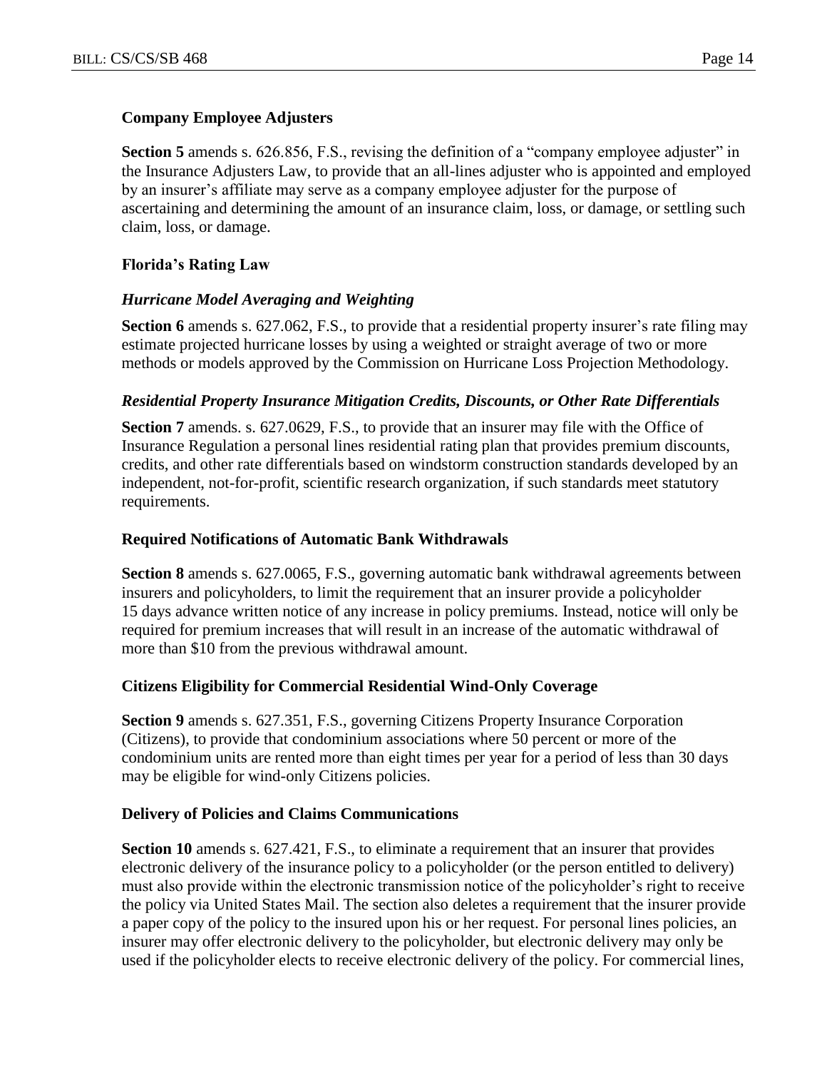### Company Employee Adjusters

**Section 5** amends s. 626.856, F.S., revising the definition of a "company employee adjuster" in the Insurance Adjusters Law, to provide that an all-lines adjuster who is appointed and employed by an insurer's affiliate may serve as a company employee adjuster for the purpose of ascertaining and determining the amount of an insurance claim, loss, or damage, or settling such claim, loss, or damage.

### Florida's Rating Law

#### *Hurricane Model Averaging and Weighting*

**Section 6** amends s. 627.062, F.S., to provide that a residential property insurer's rate filing may estimate projected hurricane losses by using a weighted or straight average of two or more methods or models approved by the Commission on Hurricane Loss Projection Methodology.

#### *Residential Property Insurance Mitigation Credits, Discounts, or Other Rate Differentials*

**Section 7** amends. s. 627.0629, F.S., to provide that an insurer may file with the Office of Insurance Regulation a personal lines residential rating plan that provides premium discounts, credits, and other rate differentials based on windstorm construction standards developed by an independent, not-for-profit, scientific research organization, if such standards meet statutory requirements.

### Required Notifications of Automatic Bank Withdrawals

**Section 8** amends s. 627.0065, F.S., governing automatic bank withdrawal agreements between insurers and policyholders, to limit the requirement that an insurer provide a policyholder 15 days advance written notice of any increase in policy premiums. Instead, notice will only be required for premium increases that will result in an increase of the automatic withdrawal of more than $10 from the previous withdrawal amount.

### Citizens Eligibility for Commercial Residential Wind-Only Coverage

**Section 9** amends s. 627.351, F.S., governing Citizens Property Insurance Corporation (Citizens), to provide that condominium associations where 50 percent or more of the condominium units are rented more than eight times per year for a period of less than 30 days may be eligible for wind-only Citizens policies.

### Delivery of Policies and Claims Communications

**Section 10** amends s. 627.421, F.S., to eliminate a requirement that an insurer that provides electronic delivery of the insurance policy to a policyholder (or the person entitled to delivery) must also provide within the electronic transmission notice of the policyholder's right to receive the policy via United States Mail. The section also deletes a requirement that the insurer provide a paper copy of the policy to the insured upon his or her request. For personal lines policies, an insurer may offer electronic delivery to the policyholder, but electronic delivery may only be used if the policyholder elects to receive electronic delivery of the policy. For commercial lines,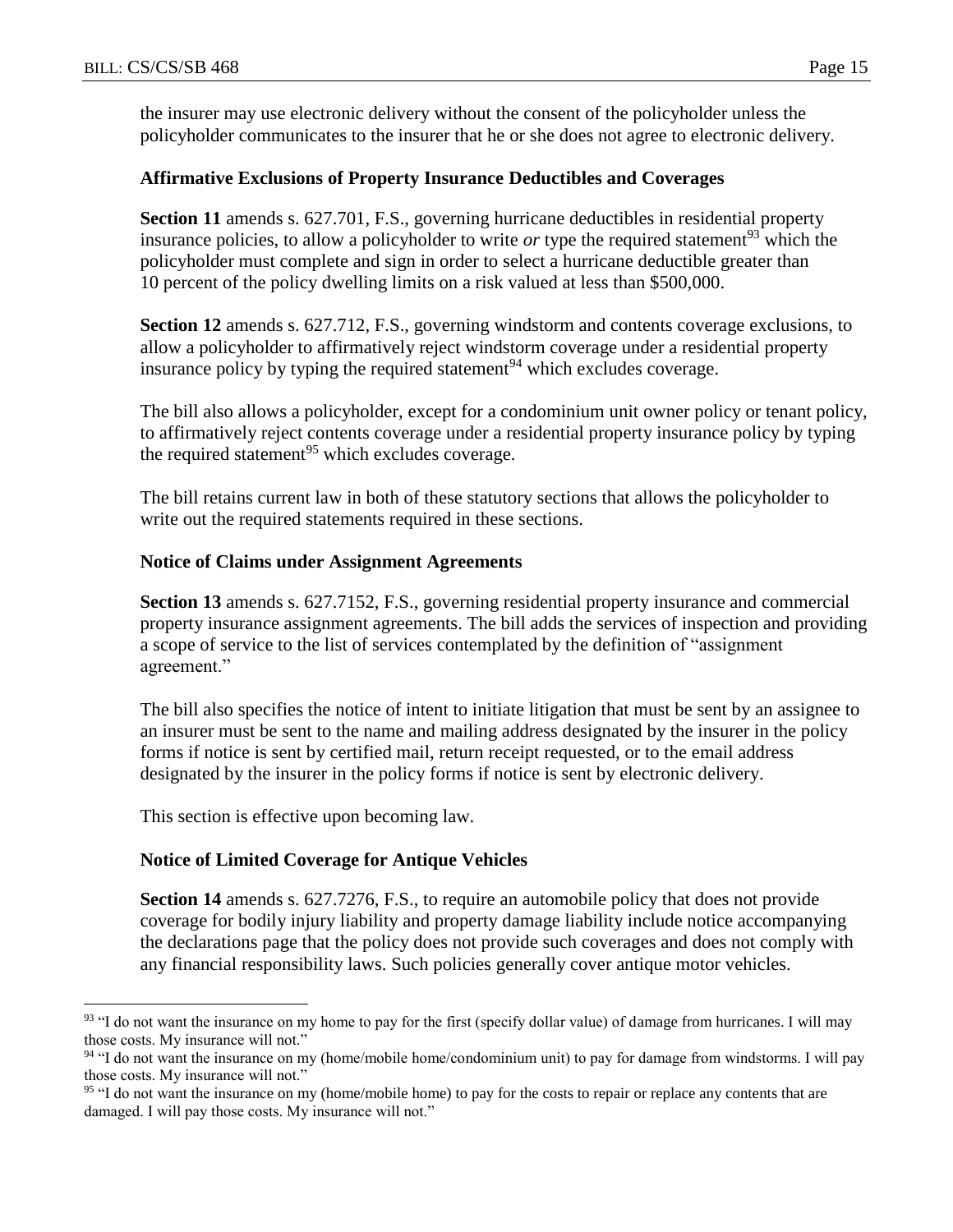the insurer may use electronic delivery without the consent of the policyholder unless the policyholder communicates to the insurer that he or she does not agree to electronic delivery.

### Affirmative Exclusions of Property Insurance Deductibles and Coverages

**Section 11** amends s. 627.701, F.S., governing hurricane deductibles in residential property insurance policies, to allow a policyholder to write *or* type the required statement[93] which the policyholder must complete and sign in order to select a hurricane deductible greater than 10 percent of the policy dwelling limits on a risk valued at less than $500,000.

**Section 12** amends s. 627.712, F.S., governing windstorm and contents coverage exclusions, to allow a policyholder to affirmatively reject windstorm coverage under a residential property insurance policy by typing the required statement[94] which excludes coverage.

The bill also allows a policyholder, except for a condominium unit owner policy or tenant policy, to affirmatively reject contents coverage under a residential property insurance policy by typing the required statement[95] which excludes coverage.

The bill retains current law in both of these statutory sections that allows the policyholder to write out the required statements required in these sections.

### Notice of Claims under Assignment Agreements

**Section 13** amends s. 627.7152, F.S., governing residential property insurance and commercial property insurance assignment agreements. The bill adds the services of inspection and providing a scope of service to the list of services contemplated by the definition of "assignment agreement."

The bill also specifies the notice of intent to initiate litigation that must be sent by an assignee to an insurer must be sent to the name and mailing address designated by the insurer in the policy forms if notice is sent by certified mail, return receipt requested, or to the email address designated by the insurer in the policy forms if notice is sent by electronic delivery.

This section is effective upon becoming law.

### Notice of Limited Coverage for Antique Vehicles

**Section 14** amends s. 627.7276, F.S., to require an automobile policy that does not provide coverage for bodily injury liability and property damage liability include notice accompanying the declarations page that the policy does not provide such coverages and does not comply with any financial responsibility laws. Such policies generally cover antique motor vehicles.

---

[93] "I do not want the insurance on my home to pay for the first (specify dollar value) of damage from hurricanes. I will may those costs. My insurance will not."

[94] "I do not want the insurance on my (home/mobile home/condominium unit) to pay for damage from windstorms. I will pay those costs. My insurance will not."

[95] "I do not want the insurance on my (home/mobile home) to pay for the costs to repair or replace any contents that are damaged. I will pay those costs. My insurance will not."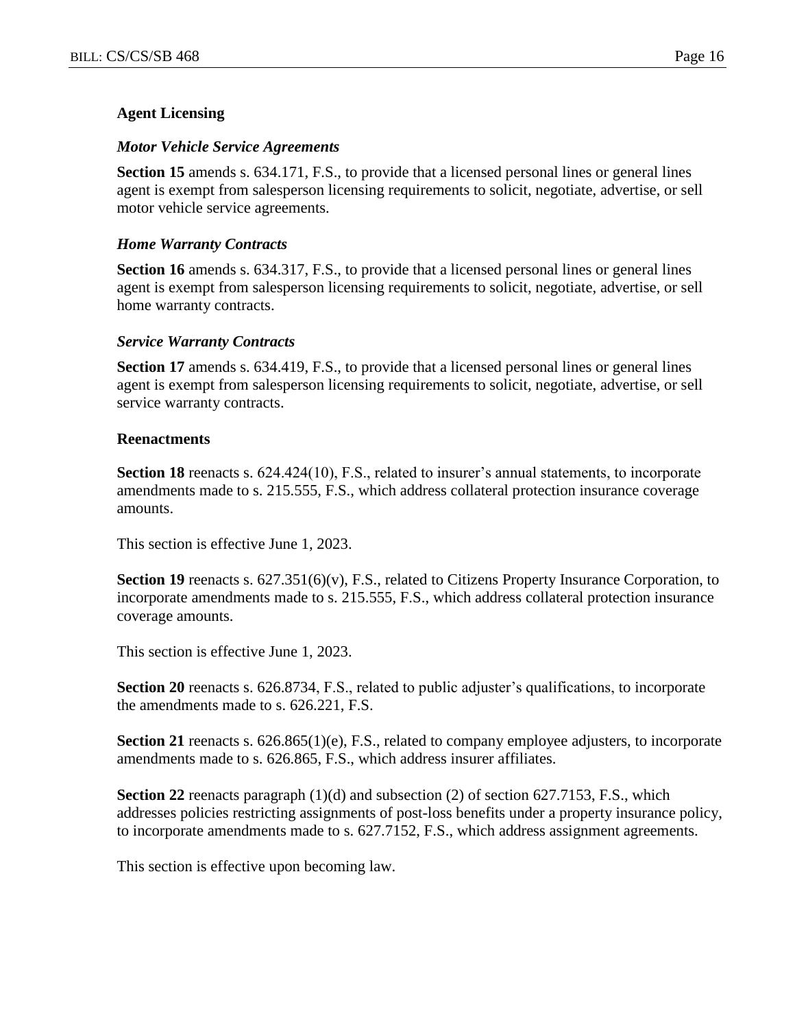### Agent Licensing

#### *Motor Vehicle Service Agreements*

**Section 15** amends s. 634.171, F.S., to provide that a licensed personal lines or general lines agent is exempt from salesperson licensing requirements to solicit, negotiate, advertise, or sell motor vehicle service agreements.

#### *Home Warranty Contracts*

**Section 16** amends s. 634.317, F.S., to provide that a licensed personal lines or general lines agent is exempt from salesperson licensing requirements to solicit, negotiate, advertise, or sell home warranty contracts.

#### *Service Warranty Contracts*

**Section 17** amends s. 634.419, F.S., to provide that a licensed personal lines or general lines agent is exempt from salesperson licensing requirements to solicit, negotiate, advertise, or sell service warranty contracts.

### Reenactments

**Section 18** reenacts s. 624.424(10), F.S., related to insurer's annual statements, to incorporate amendments made to s. 215.555, F.S., which address collateral protection insurance coverage amounts.

This section is effective June 1, 2023.

**Section 19** reenacts s. 627.351(6)(v), F.S., related to Citizens Property Insurance Corporation, to incorporate amendments made to s. 215.555, F.S., which address collateral protection insurance coverage amounts.

This section is effective June 1, 2023.

**Section 20** reenacts s. 626.8734, F.S., related to public adjuster's qualifications, to incorporate the amendments made to s. 626.221, F.S.

**Section 21** reenacts s. 626.865(1)(e), F.S., related to company employee adjusters, to incorporate amendments made to s. 626.865, F.S., which address insurer affiliates.

**Section 22** reenacts paragraph (1)(d) and subsection (2) of section 627.7153, F.S., which addresses policies restricting assignments of post-loss benefits under a property insurance policy, to incorporate amendments made to s. 627.7152, F.S., which address assignment agreements.

This section is effective upon becoming law.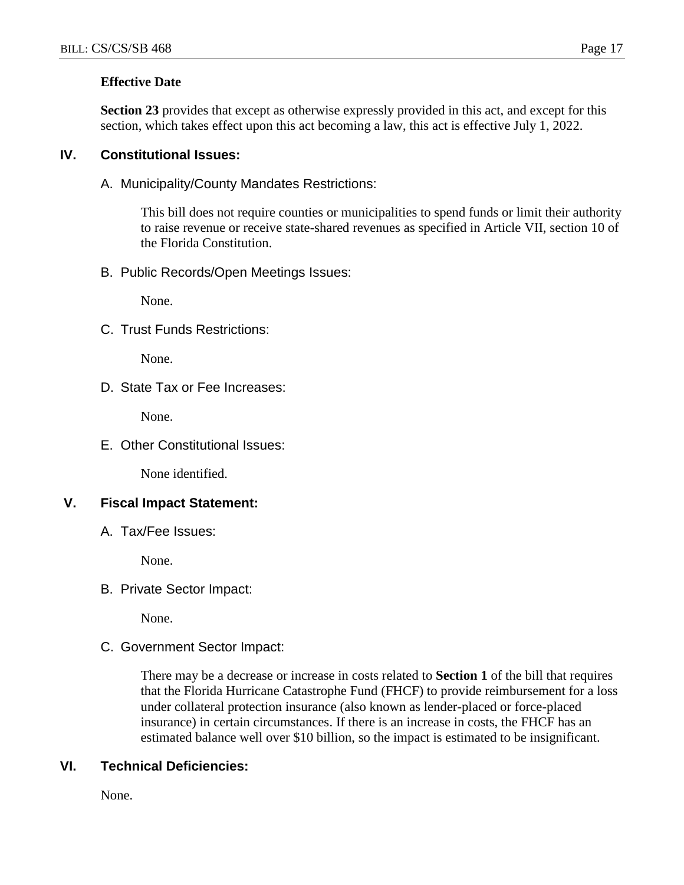**Effective Date**

**Section 23** provides that except as otherwise expressly provided in this act, and except for this section, which takes effect upon this act becoming a law, this act is effective July 1, 2022.

## IV. Constitutional Issues:

### A. Municipality/County Mandates Restrictions:

This bill does not require counties or municipalities to spend funds or limit their authority to raise revenue or receive state-shared revenues as specified in Article VII, section 10 of the Florida Constitution.

### B. Public Records/Open Meetings Issues:

None.

### C. Trust Funds Restrictions:

None.

### D. State Tax or Fee Increases:

None.

### E. Other Constitutional Issues:

None identified.

## V. Fiscal Impact Statement:

### A. Tax/Fee Issues:

None.

### B. Private Sector Impact:

None.

### C. Government Sector Impact:

There may be a decrease or increase in costs related to **Section 1** of the bill that requires that the Florida Hurricane Catastrophe Fund (FHCF) to provide reimbursement for a loss under collateral protection insurance (also known as lender-placed or force-placed insurance) in certain circumstances. If there is an increase in costs, the FHCF has an estimated balance well over $10 billion, so the impact is estimated to be insignificant.

## VI. Technical Deficiencies:

None.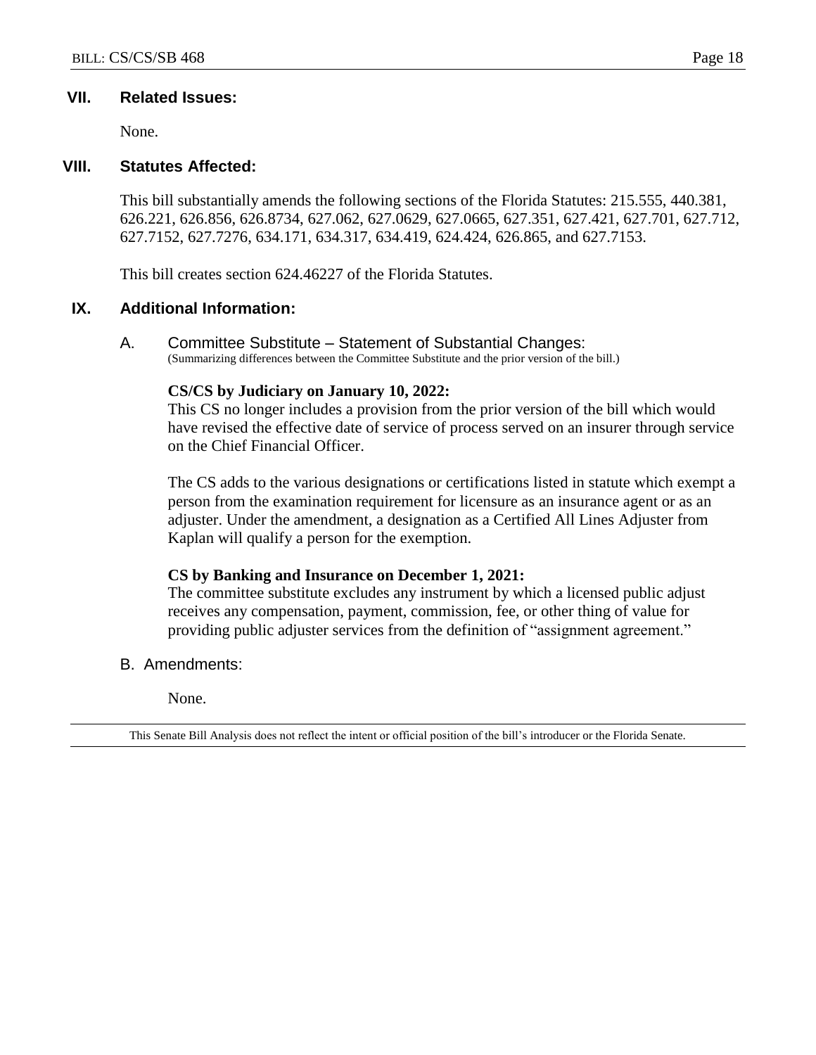## VII. Related Issues:

None.

## VIII. Statutes Affected:

This bill substantially amends the following sections of the Florida Statutes: 215.555, 440.381, 626.221, 626.856, 626.8734, 627.062, 627.0629, 627.0665, 627.351, 627.421, 627.701, 627.712, 627.7152, 627.7276, 634.171, 634.317, 634.419, 624.424, 626.865, and 627.7153.

This bill creates section 624.46227 of the Florida Statutes.

## IX. Additional Information:

### A. Committee Substitute – Statement of Substantial Changes:

(Summarizing differences between the Committee Substitute and the prior version of the bill.)

**CS/CS by Judiciary on January 10, 2022:**
This CS no longer includes a provision from the prior version of the bill which would have revised the effective date of service of process served on an insurer through service on the Chief Financial Officer.

The CS adds to the various designations or certifications listed in statute which exempt a person from the examination requirement for licensure as an insurance agent or as an adjuster. Under the amendment, a designation as a Certified All Lines Adjuster from Kaplan will qualify a person for the exemption.

**CS by Banking and Insurance on December 1, 2021:**
The committee substitute excludes any instrument by which a licensed public adjust receives any compensation, payment, commission, fee, or other thing of value for providing public adjuster services from the definition of "assignment agreement."

### B. Amendments:

None.

This Senate Bill Analysis does not reflect the intent or official position of the bill's introducer or the Florida Senate.